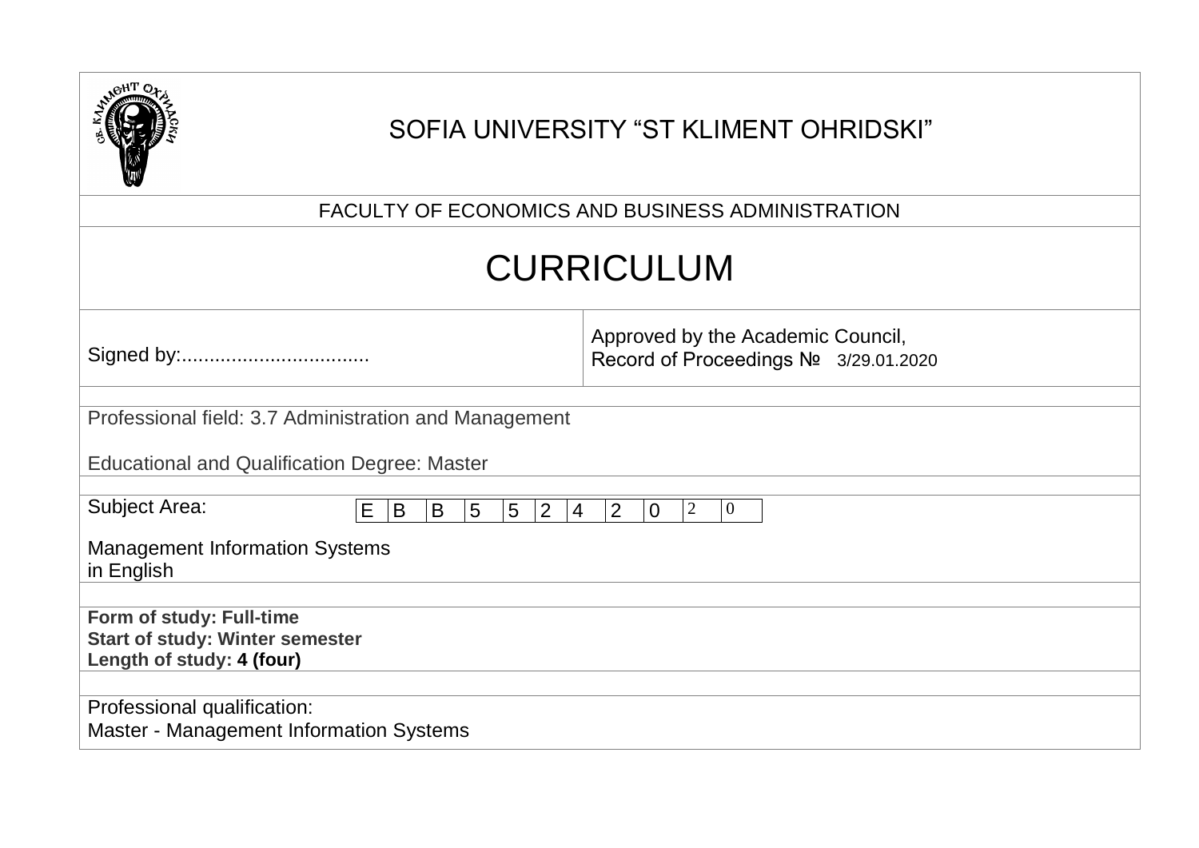# SOFIA UNIVERSITY "ST KLIMENT OHRIDSKI"

FACULTY OF ECONOMICS AND BUSINESS ADMINISTRATION

# CURRICULUM

| Signed by:.................................. | Approved by the Academic Council, Record of Proceedings № 3/29.01.2020 |
|---|---|

Professional field: 3.7 Administration and Management

Educational and Qualification Degree: Master

Subject Area:

| E | B | B | 5 | 5 | 2 | 4 | 2 | 0 | 2 | 0 |
|---|---|---|---|---|---|---|---|---|---|---|

Management Information Systems
in English

**Form of study: Full-time**
**Start of study: Winter semester**
**Length of study: 4 (four)**

Professional qualification:
Master - Management Information Systems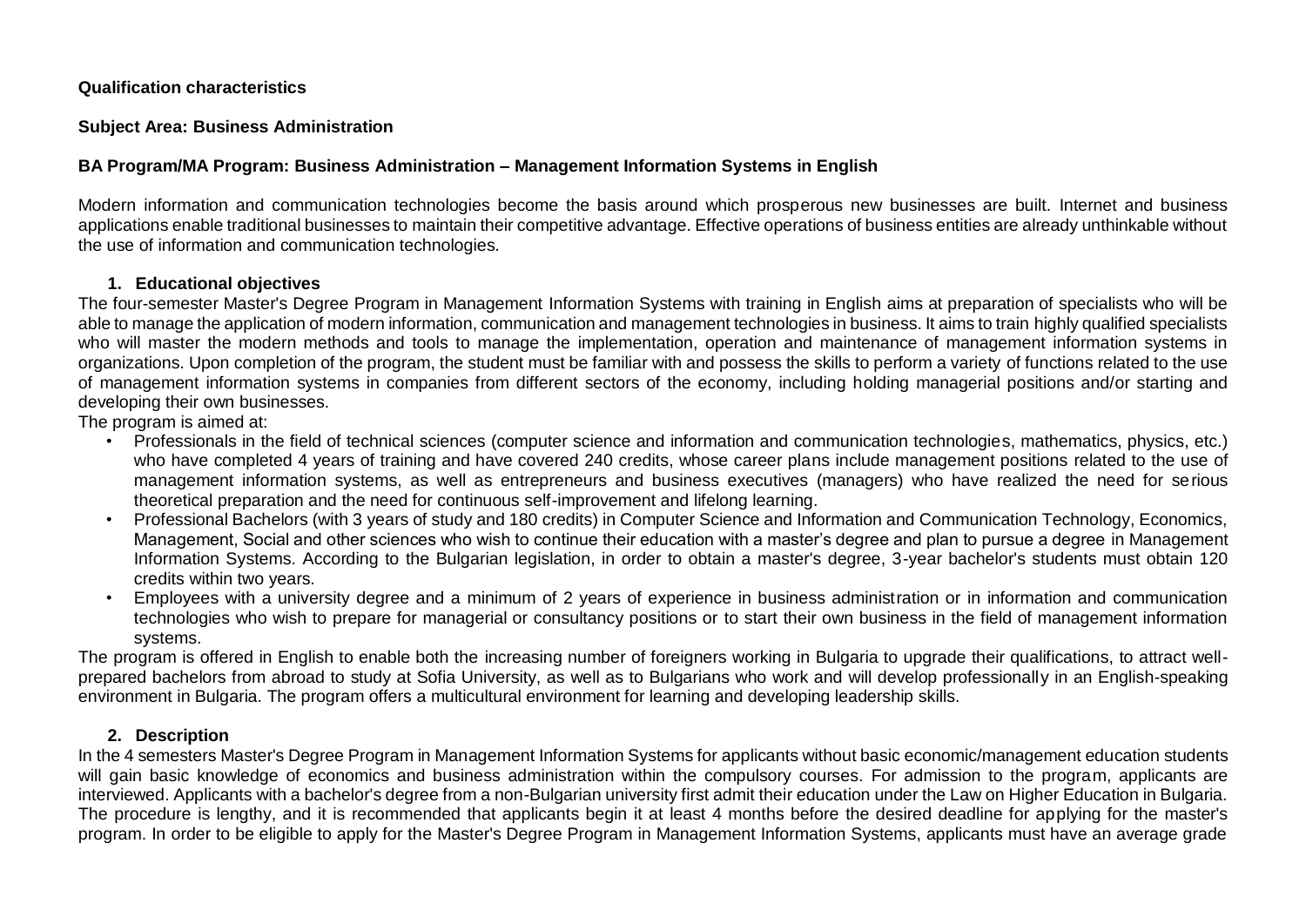**Qualification characteristics**

**Subject Area: Business Administration**

**BA Program/MA Program: Business Administration – Management Information Systems in English**

Modern information and communication technologies become the basis around which prosperous new businesses are built. Internet and business applications enable traditional businesses to maintain their competitive advantage. Effective operations of business entities are already unthinkable without the use of information and communication technologies.

## 1. Educational objectives

The four-semester Master's Degree Program in Management Information Systems with training in English aims at preparation of specialists who will be able to manage the application of modern information, communication and management technologies in business. It aims to train highly qualified specialists who will master the modern methods and tools to manage the implementation, operation and maintenance of management information systems in organizations. Upon completion of the program, the student must be familiar with and possess the skills to perform a variety of functions related to the use of management information systems in companies from different sectors of the economy, including holding managerial positions and/or starting and developing their own businesses.

The program is aimed at:

- Professionals in the field of technical sciences (computer science and information and communication technologies, mathematics, physics, etc.) who have completed 4 years of training and have covered 240 credits, whose career plans include management positions related to the use of management information systems, as well as entrepreneurs and business executives (managers) who have realized the need for serious theoretical preparation and the need for continuous self-improvement and lifelong learning.
- Professional Bachelors (with 3 years of study and 180 credits) in Computer Science and Information and Communication Technology, Economics, Management, Social and other sciences who wish to continue their education with a master's degree and plan to pursue a degree in Management Information Systems. According to the Bulgarian legislation, in order to obtain a master's degree, 3-year bachelor's students must obtain 120 credits within two years.
- Employees with a university degree and a minimum of 2 years of experience in business administration or in information and communication technologies who wish to prepare for managerial or consultancy positions or to start their own business in the field of management information systems.

The program is offered in English to enable both the increasing number of foreigners working in Bulgaria to upgrade their qualifications, to attract well-prepared bachelors from abroad to study at Sofia University, as well as to Bulgarians who work and will develop professionally in an English-speaking environment in Bulgaria. The program offers a multicultural environment for learning and developing leadership skills.

## 2. Description

In the 4 semesters Master's Degree Program in Management Information Systems for applicants without basic economic/management education students will gain basic knowledge of economics and business administration within the compulsory courses. For admission to the program, applicants are interviewed. Applicants with a bachelor's degree from a non-Bulgarian university first admit their education under the Law on Higher Education in Bulgaria. The procedure is lengthy, and it is recommended that applicants begin it at least 4 months before the desired deadline for applying for the master's program. In order to be eligible to apply for the Master's Degree Program in Management Information Systems, applicants must have an average grade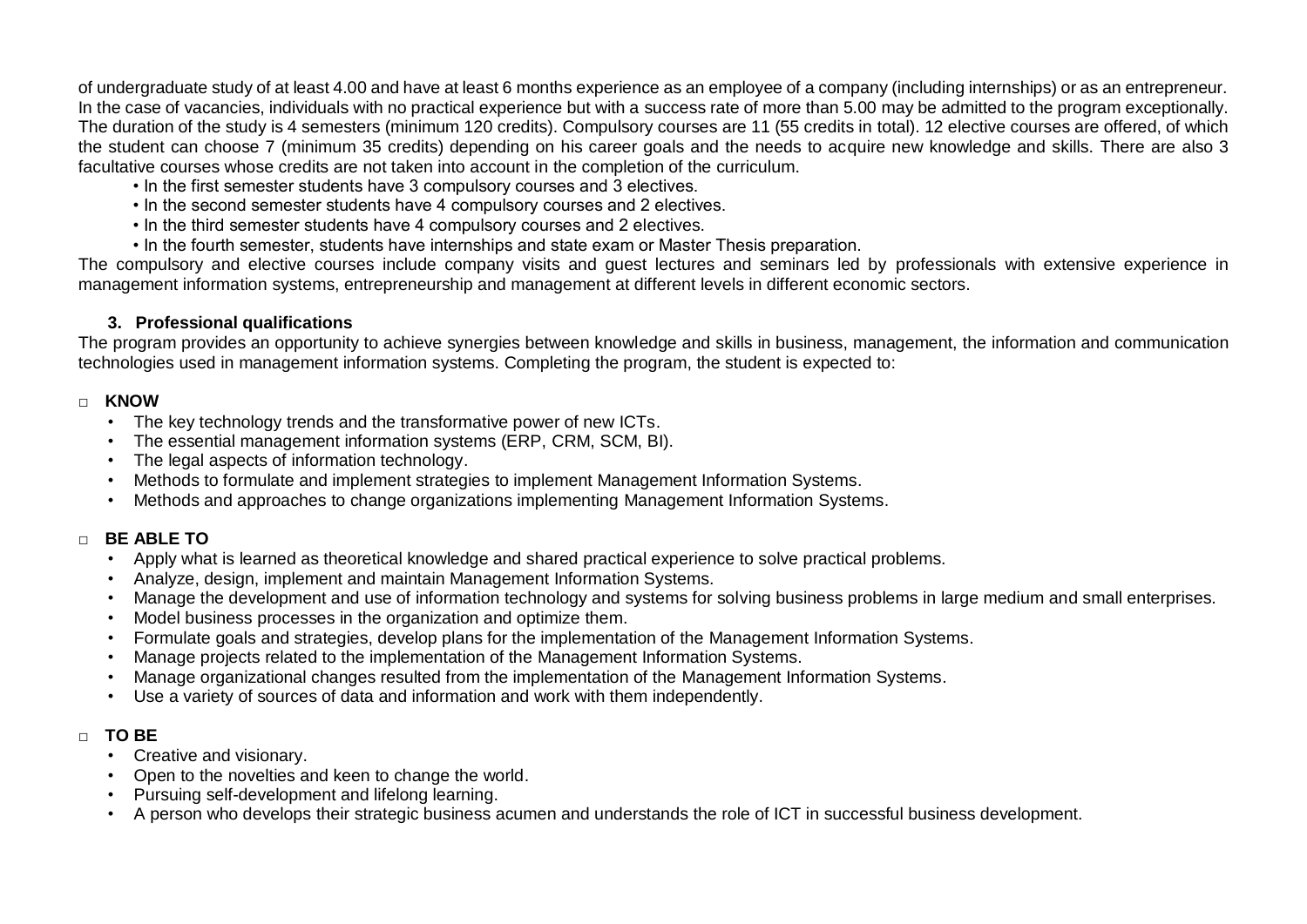of undergraduate study of at least 4.00 and have at least 6 months experience as an employee of a company (including internships) or as an entrepreneur. In the case of vacancies, individuals with no practical experience but with a success rate of more than 5.00 may be admitted to the program exceptionally. The duration of the study is 4 semesters (minimum 120 credits). Compulsory courses are 11 (55 credits in total). 12 elective courses are offered, of which the student can choose 7 (minimum 35 credits) depending on his career goals and the needs to acquire new knowledge and skills. There are also 3 facultative courses whose credits are not taken into account in the completion of the curriculum.

- In the first semester students have 3 compulsory courses and 3 electives.
- In the second semester students have 4 compulsory courses and 2 electives.
- In the third semester students have 4 compulsory courses and 2 electives.
- In the fourth semester, students have internships and state exam or Master Thesis preparation.

The compulsory and elective courses include company visits and guest lectures and seminars led by professionals with extensive experience in management information systems, entrepreneurship and management at different levels in different economic sectors.

### 3. Professional qualifications

The program provides an opportunity to achieve synergies between knowledge and skills in business, management, the information and communication technologies used in management information systems. Completing the program, the student is expected to:

**KNOW**

- The key technology trends and the transformative power of new ICTs.
- The essential management information systems (ERP, CRM, SCM, BI).
- The legal aspects of information technology.
- Methods to formulate and implement strategies to implement Management Information Systems.
- Methods and approaches to change organizations implementing Management Information Systems.

**BE ABLE TO**

- Apply what is learned as theoretical knowledge and shared practical experience to solve practical problems.
- Analyze, design, implement and maintain Management Information Systems.
- Manage the development and use of information technology and systems for solving business problems in large medium and small enterprises.
- Model business processes in the organization and optimize them.
- Formulate goals and strategies, develop plans for the implementation of the Management Information Systems.
- Manage projects related to the implementation of the Management Information Systems.
- Manage organizational changes resulted from the implementation of the Management Information Systems.
- Use a variety of sources of data and information and work with them independently.

**TO BE**

- Creative and visionary.
- Open to the novelties and keen to change the world.
- Pursuing self-development and lifelong learning.
- A person who develops their strategic business acumen and understands the role of ICT in successful business development.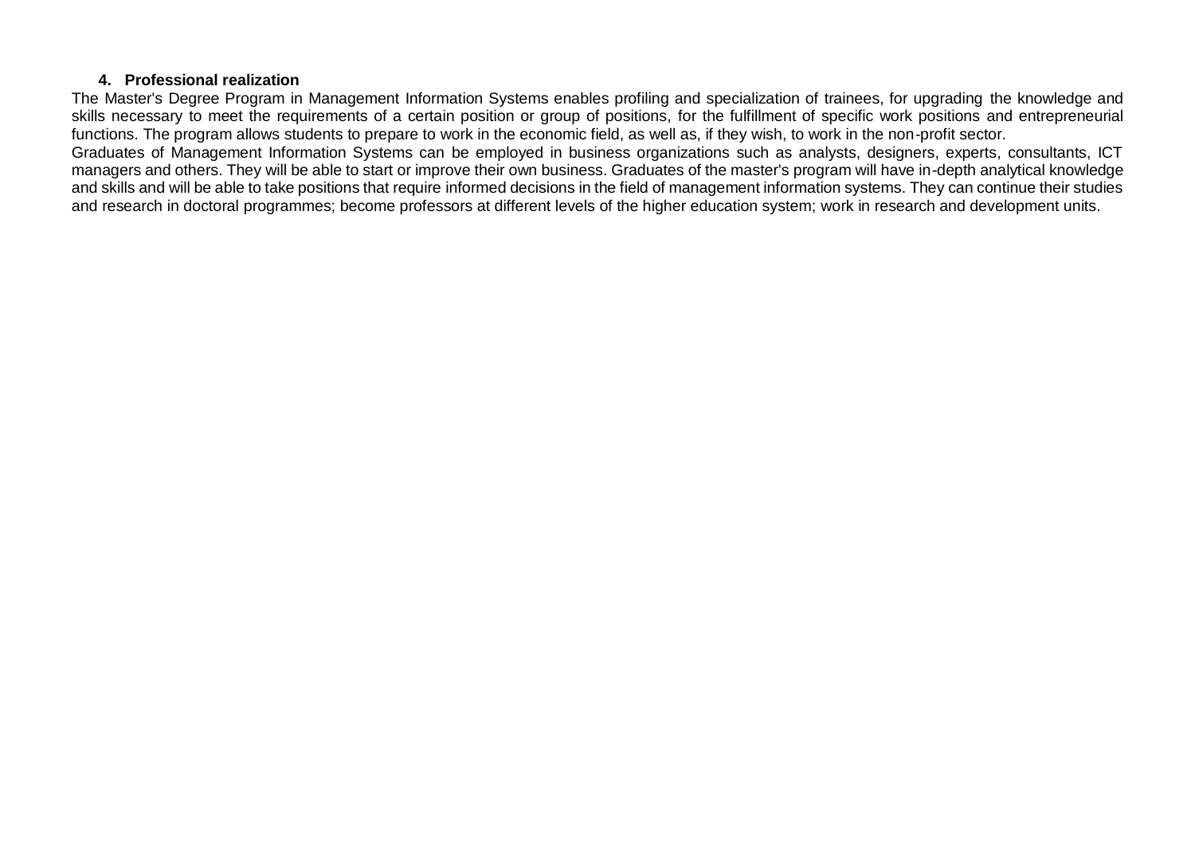## 4. Professional realization

The Master's Degree Program in Management Information Systems enables profiling and specialization of trainees, for upgrading the knowledge and skills necessary to meet the requirements of a certain position or group of positions, for the fulfillment of specific work positions and entrepreneurial functions. The program allows students to prepare to work in the economic field, as well as, if they wish, to work in the non-profit sector.

Graduates of Management Information Systems can be employed in business organizations such as analysts, designers, experts, consultants, ICT managers and others. They will be able to start or improve their own business. Graduates of the master's program will have in-depth analytical knowledge and skills and will be able to take positions that require informed decisions in the field of management information systems. They can continue their studies and research in doctoral programmes; become professors at different levels of the higher education system; work in research and development units.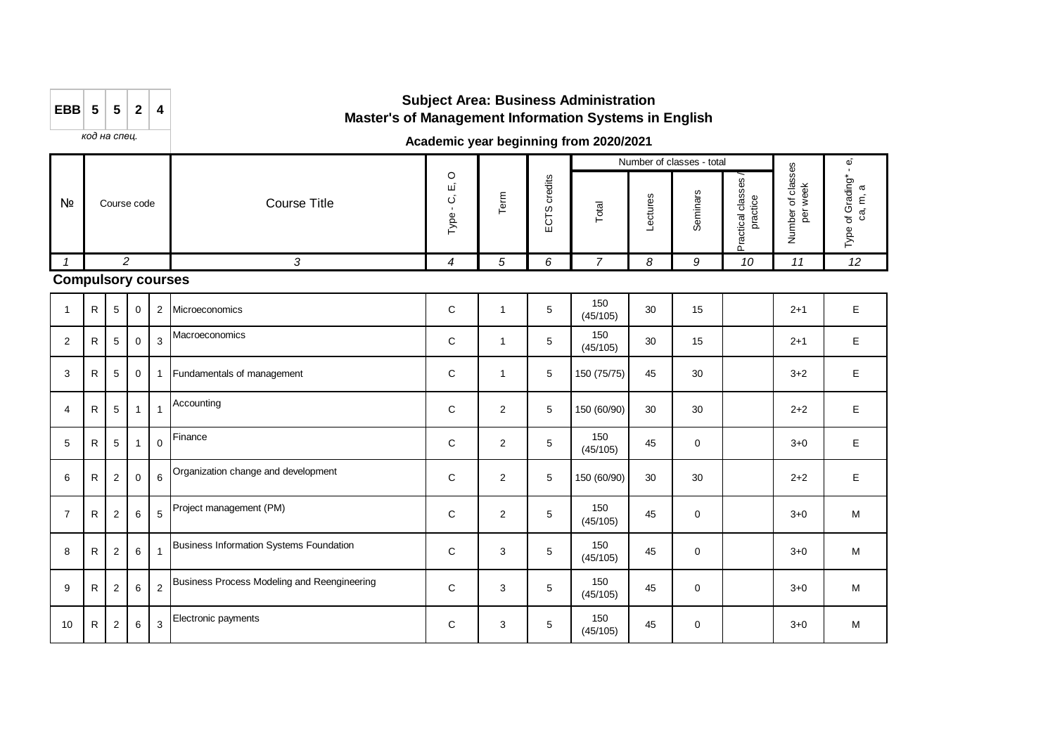| EBB | 5 | 5 | 2 | 4 |
|---|---|---|---|---|

*код на спец.*

## Subject Area: Business Administration
## Master's of Management Information Systems in English

### Academic year beginning from 2020/2021

| № | Course code | | | | Course Title | Type - C, E, O | Term | ECTS credits | Number of classes - total | | | | Number of classes per week | Type of Grading* - e, ca, m, a |
|---|---|---|---|---|---|---|---|---|---|---|---|---|---|---|
| | | | | | | | | | Total | Lectures | Seminars | Practical classes / practice | | |
| *1* | *2* | | | | *3* | *4* | *5* | *6* | *7* | *8* | *9* | *10* | *11* | *12* |

**Compulsory courses**

| № | | | | | Course Title | Type | Term | ECTS credits | Total | Lectures | Seminars | Practical classes / practice | Number of classes per week | Type of Grading |
|---|---|---|---|---|---|---|---|---|---|---|---|---|---|---|
| 1 | R | 5 | 0 | 2 | Microeconomics | C | 1 | 5 | 150 (45/105) | 30 | 15 | | 2+1 | E |
| 2 | R | 5 | 0 | 3 | Macroeconomics | C | 1 | 5 | 150 (45/105) | 30 | 15 | | 2+1 | E |
| 3 | R | 5 | 0 | 1 | Fundamentals of management | C | 1 | 5 | 150 (75/75) | 45 | 30 | | 3+2 | E |
| 4 | R | 5 | 1 | 1 | Accounting | C | 2 | 5 | 150 (60/90) | 30 | 30 | | 2+2 | E |
| 5 | R | 5 | 1 | 0 | Finance | C | 2 | 5 | 150 (45/105) | 45 | 0 | | 3+0 | E |
| 6 | R | 2 | 0 | 6 | Organization change and development | C | 2 | 5 | 150 (60/90) | 30 | 30 | | 2+2 | E |
| 7 | R | 2 | 6 | 5 | Project management (PM) | C | 2 | 5 | 150 (45/105) | 45 | 0 | | 3+0 | M |
| 8 | R | 2 | 6 | 1 | Business Information Systems Foundation | C | 3 | 5 | 150 (45/105) | 45 | 0 | | 3+0 | M |
| 9 | R | 2 | 6 | 2 | Business Process Modeling and Reengineering | C | 3 | 5 | 150 (45/105) | 45 | 0 | | 3+0 | M |
| 10 | R | 2 | 6 | 3 | Electronic payments | C | 3 | 5 | 150 (45/105) | 45 | 0 | | 3+0 | M |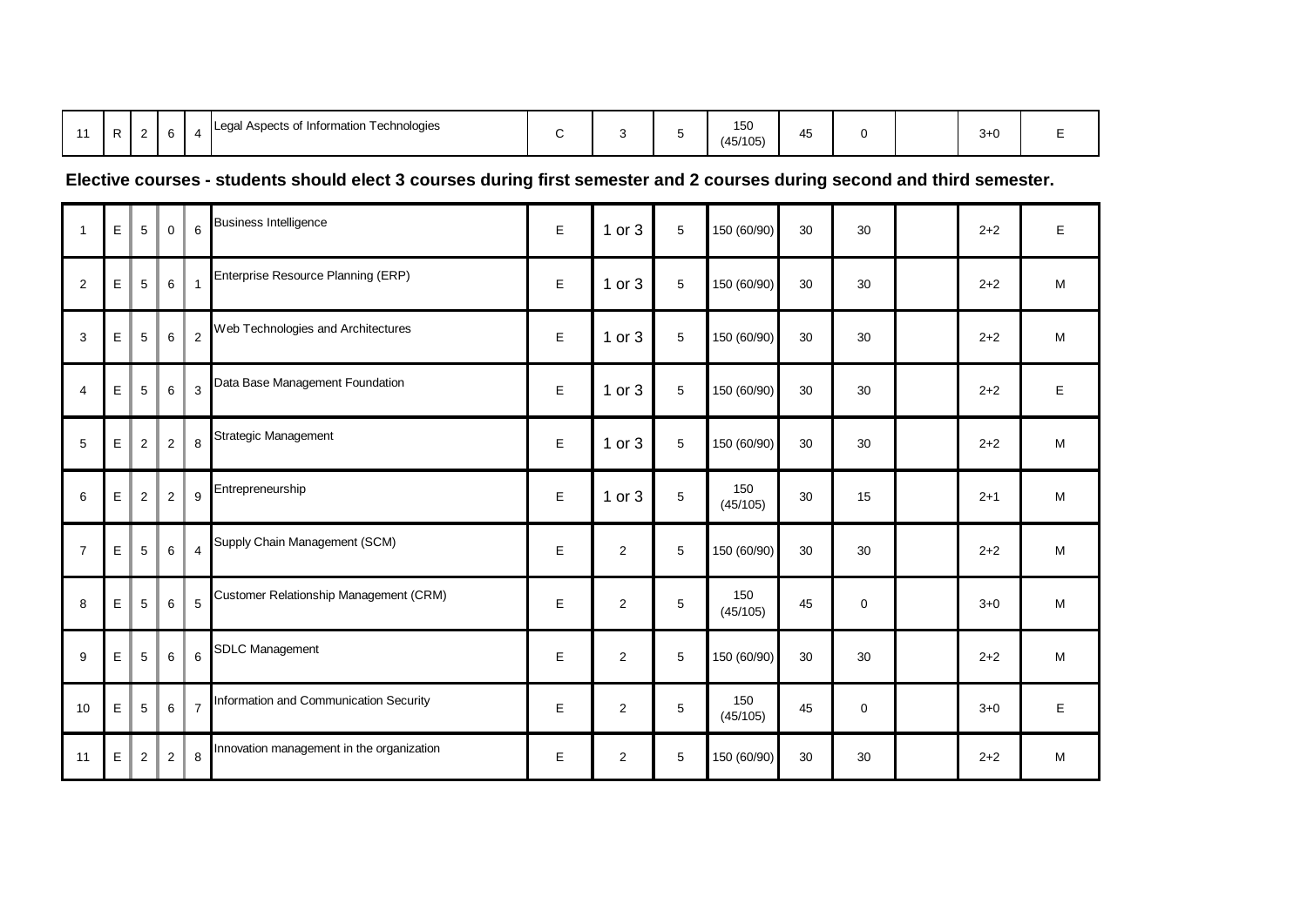| | | | | | | | | | | | | | | |
|---|---|---|---|---|---|---|---|---|---|---|---|---|---|---|
| 11 | R | 2 | 6 | 4 | Legal Aspects of Information Technologies | C | 3 | 5 | 150 (45/105) | 45 | 0 | | 3+0 | E |

**Elective courses - students should elect 3 courses during first semester and 2 courses during second and third semester.**

| | | | | | | | | | | | | | | |
|---|---|---|---|---|---|---|---|---|---|---|---|---|---|---|
| 1 | E | 5 | 0 | 6 | Business Intelligence | E | 1 or 3 | 5 | 150 (60/90) | 30 | 30 | | 2+2 | E |
| 2 | E | 5 | 6 | 1 | Enterprise Resource Planning (ERP) | E | 1 or 3 | 5 | 150 (60/90) | 30 | 30 | | 2+2 | M |
| 3 | E | 5 | 6 | 2 | Web Technologies and Architectures | E | 1 or 3 | 5 | 150 (60/90) | 30 | 30 | | 2+2 | M |
| 4 | E | 5 | 6 | 3 | Data Base Management Foundation | E | 1 or 3 | 5 | 150 (60/90) | 30 | 30 | | 2+2 | E |
| 5 | E | 2 | 2 | 8 | Strategic Management | E | 1 or 3 | 5 | 150 (60/90) | 30 | 30 | | 2+2 | M |
| 6 | E | 2 | 2 | 9 | Entrepreneurship | E | 1 or 3 | 5 | 150 (45/105) | 30 | 15 | | 2+1 | M |
| 7 | E | 5 | 6 | 4 | Supply Chain Management (SCM) | E | 2 | 5 | 150 (60/90) | 30 | 30 | | 2+2 | M |
| 8 | E | 5 | 6 | 5 | Customer Relationship Management (CRM) | E | 2 | 5 | 150 (45/105) | 45 | 0 | | 3+0 | M |
| 9 | E | 5 | 6 | 6 | SDLC Management | E | 2 | 5 | 150 (60/90) | 30 | 30 | | 2+2 | M |
| 10 | E | 5 | 6 | 7 | Information and Communication Security | E | 2 | 5 | 150 (45/105) | 45 | 0 | | 3+0 | E |
| 11 | E | 2 | 2 | 8 | Innovation management in the organization | E | 2 | 5 | 150 (60/90) | 30 | 30 | | 2+2 | M |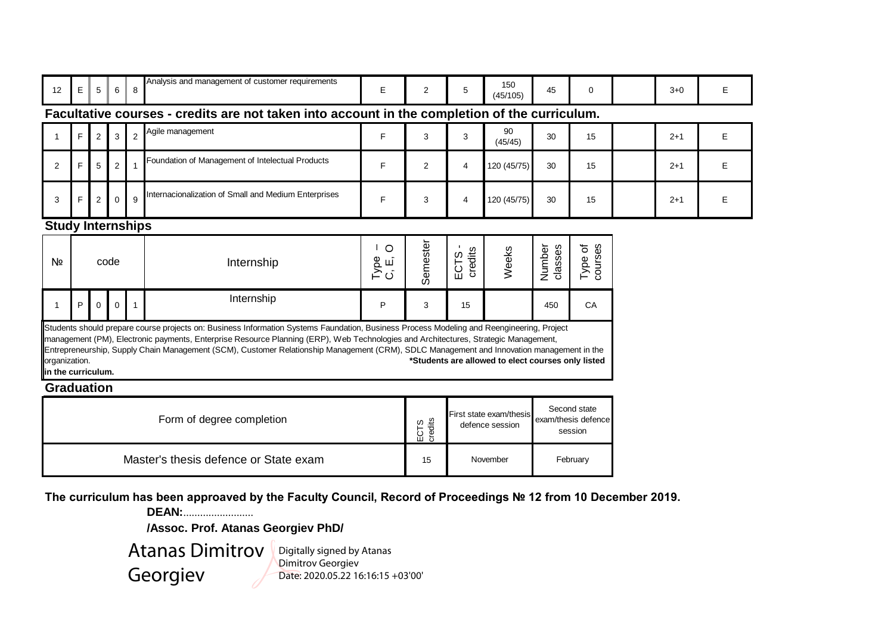| 12 | E | 5 | 6 | 8 | Analysis and management of customer requirements | E | 2 | 5 | 150 (45/105) | 45 | 0 | | 3+0 | E |
|---|---|---|---|---|---|---|---|---|---|---|---|---|---|---|

**Facultative courses - credits are not taken into account in the completion of the curriculum.**

| 1 | F | 2 | 3 | 2 | Agile management | F | 3 | 3 | 90 (45/45) | 30 | 15 | | 2+1 | E |
|---|---|---|---|---|---|---|---|---|---|---|---|---|---|---|
| 2 | F | 5 | 2 | 1 | Foundation of Management of Intelectual Products | F | 2 | 4 | 120 (45/75) | 30 | 15 | | 2+1 | E |
| 3 | F | 2 | 0 | 9 | Internacionalization of Small and Medium Enterprises | F | 3 | 4 | 120 (45/75) | 30 | 15 | | 2+1 | E |

**Study Internships**

| № | code | | | | Internship | Type – C, E, O | Semester | ECTS - credits | Weeks | Number classes | Type of courses |
|---|---|---|---|---|---|---|---|---|---|---|---|
| 1 | P | 0 | 0 | 1 | Internship | P | 3 | 15 | | 450 | CA |

Students should prepare course projects on: Business Information Systems Faundation, Business Process Modeling and Reengineering, Project management (PM), Electronic payments, Enterprise Resource Planning (ERP), Web Technologies and Architectures, Strategic Management, Entrepreneurship, Supply Chain Management (SCM), Customer Relationship Management (CRM), SDLC Management and Innovation management in the organization. **\*Students are allowed to elect courses only listed in the curriculum.**

**Graduation**

| Form of degree completion | ECTS credits | First state exam/thesis defence session | Second state exam/thesis defence session |
|---|---|---|---|
| Master's thesis defence or State exam | 15 | November | February |

**The curriculum has been approaved by the Faculty Council, Record of Proceedings № 12 from 10 December 2019.**

**DEAN:**.........................

**/Assoc. Prof. Atanas Georgiev PhD/**

Atanas Dimitrov Georgiev

Digitally signed by Atanas Dimitrov Georgiev
Date: 2020.05.22 16:16:15 +03'00'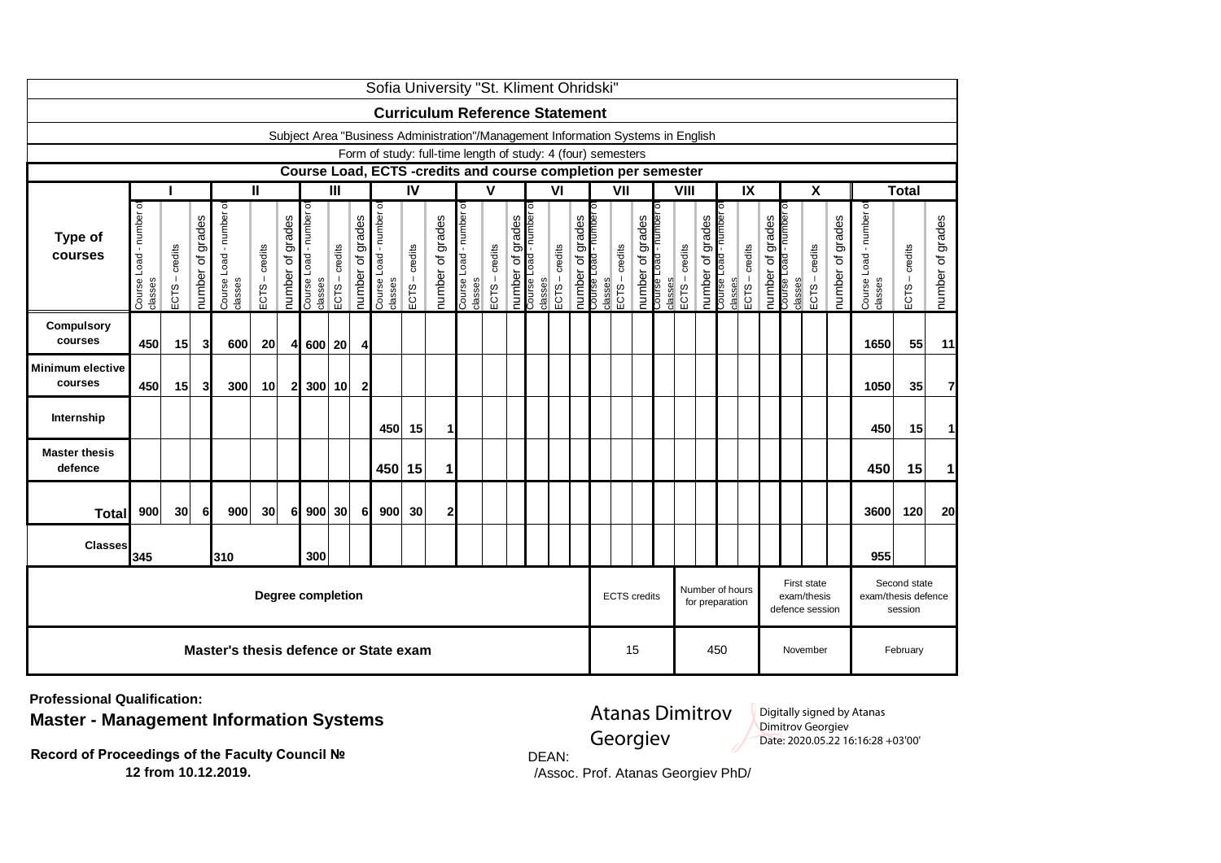Sofia University "St. Kliment Ohridski"

## Curriculum Reference Statement

Subject Area "Business Administration"/Management Information Systems in English

Form of study: full-time length of study: 4 (four) semesters

### Course Load, ECTS -credits and course completion per semester

| Type of courses | I | | | II | | | III | | | IV | | | V | | | VI | | | VII | | | VIII | | | IX | | | X | | | Total | | |
|---|---|---|---|---|---|---|---|---|---|---|---|---|---|---|---|---|---|---|---|---|---|---|---|---|---|---|---|---|---|---|---|---|---|
| | Course Load - number of classes | ECTS – credits | number of grades | Course Load - number of classes | ECTS – credits | number of grades | Course Load - number of classes | ECTS – credits | number of grades | Course Load - number of classes | ECTS – credits | number of grades | Course Load - number of classes | ECTS – credits | number of grades | Course Load - number of classes | ECTS – credits | number of grades | Course Load - number of classes | ECTS – credits | number of grades | Course Load - number of classes | ECTS – credits | number of grades | Course Load - number of classes | ECTS – credits | number of grades | Course Load - number of classes | ECTS – credits | number of grades | Course Load - number of classes | ECTS – credits | number of grades |
| **Compulsory courses** | 450 | 15 | 3 | 600 | 20 | 4 | 600 | 20 | 4 | | | | | | | | | | | | | | | | | | | | | | 1650 | 55 | 11 |
| **Minimum elective courses** | 450 | 15 | 3 | 300 | 10 | 2 | 300 | 10 | 2 | | | | | | | | | | | | | | | | | | | | | | 1050 | 35 | 7 |
| **Internship** | | | | | | | | | | 450 | 15 | 1 | | | | | | | | | | | | | | | | | | | 450 | 15 | 1 |
| **Master thesis defence** | | | | | | | | | | 450 | 15 | 1 | | | | | | | | | | | | | | | | | | | 450 | 15 | 1 |
| **Total** | 900 | 30 | 6 | 900 | 30 | 6 | 900 | 30 | 6 | 900 | 30 | 2 | | | | | | | | | | | | | | | | | | | 3600 | 120 | 20 |
| **Classes** | 345 | | | 310 | | | 300 | | | | | | | | | | | | | | | | | | | | | | | | 955 | | |

| Degree completion | ECTS credits | Number of hours for preparation | First state exam/thesis defence session | Second state exam/thesis defence session |
|---|---|---|---|---|
| **Master's thesis defence or State exam** | 15 | 450 | November | February |

**Professional Qualification:**

**Master - Management Information Systems**

**Record of Proceedings of the Faculty Council № 12 from 10.12.2019.**

Atanas Dimitrov Georgiev — Digitally signed by Atanas Dimitrov Georgiev Date: 2020.05.22 16:16:28 +03'00'

DEAN:
/Assoc. Prof. Atanas Georgiev PhD/